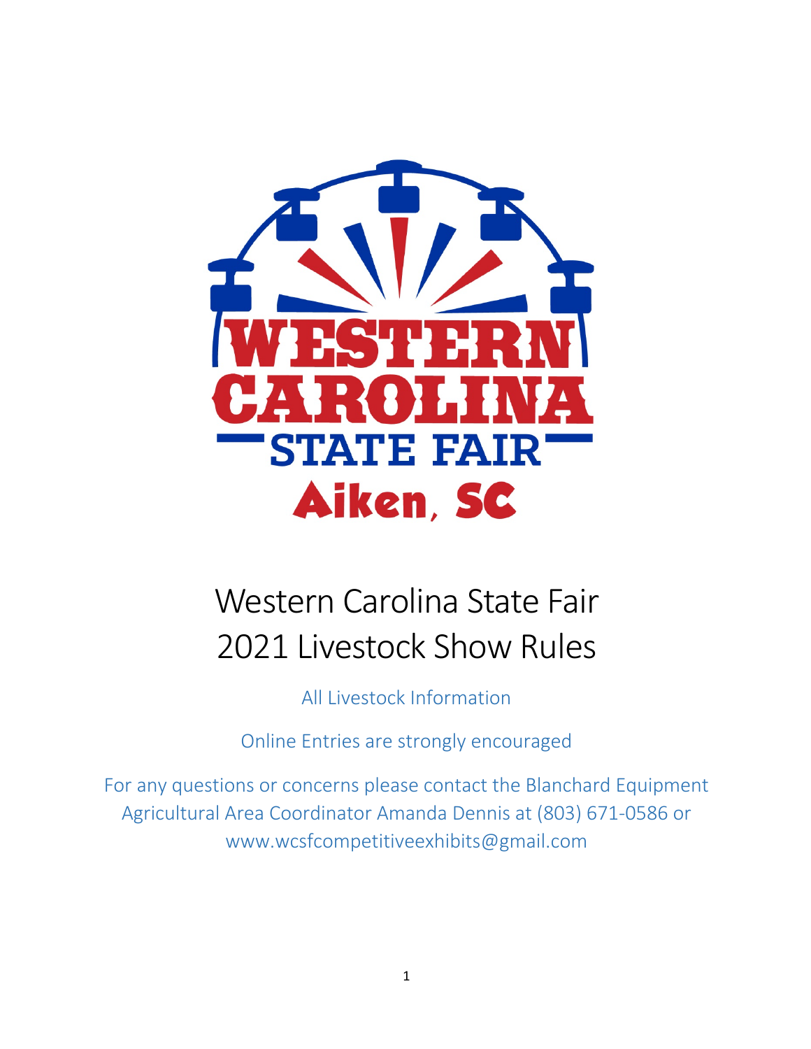# Western Carolina State Fair 2021 Livestock Show Rules

All Livestock Information

Online Entries are strongly encouraged

For any questions or concerns please contact the Blanchard Equipment Agricultural Area Coordinator Amanda Dennis at (803) 671-0586 or www.wcsfcompetitiveexhibits@gmail.com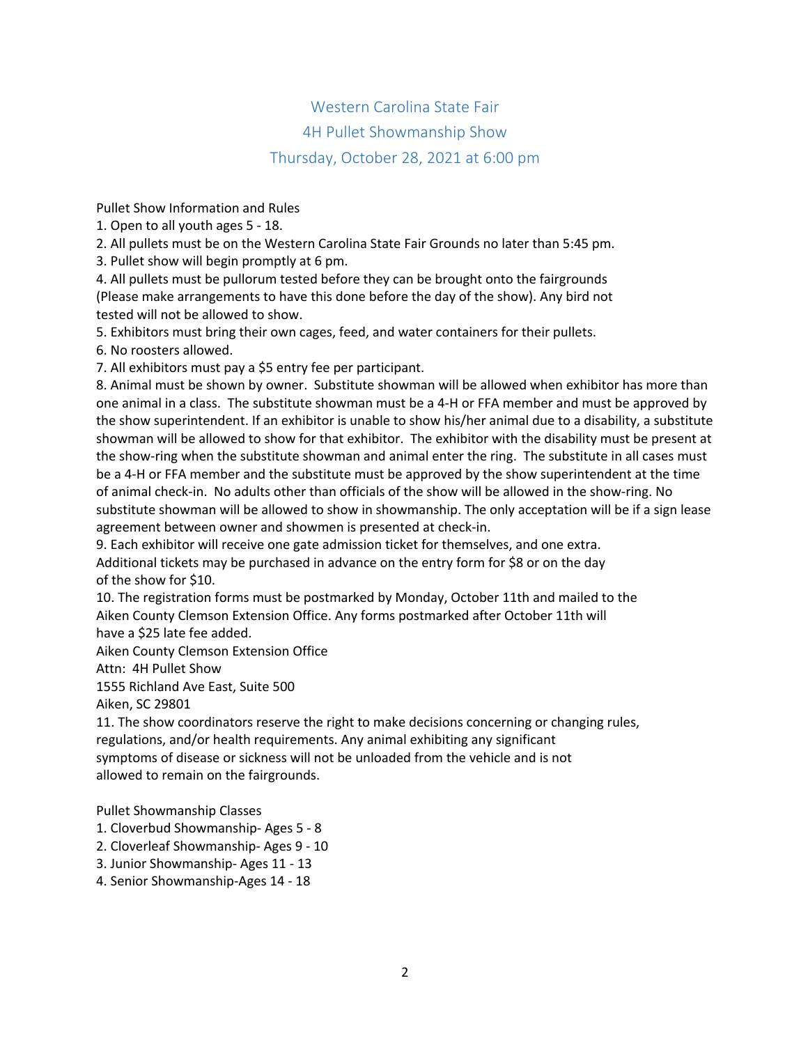# Western Carolina State Fair
## 4H Pullet Showmanship Show
### Thursday, October 28, 2021 at 6:00 pm

Pullet Show Information and Rules

1. Open to all youth ages 5 - 18.
2. All pullets must be on the Western Carolina State Fair Grounds no later than 5:45 pm.
3. Pullet show will begin promptly at 6 pm.
4. All pullets must be pullorum tested before they can be brought onto the fairgrounds (Please make arrangements to have this done before the day of the show). Any bird not tested will not be allowed to show.
5. Exhibitors must bring their own cages, feed, and water containers for their pullets.
6. No roosters allowed.
7. All exhibitors must pay a $5 entry fee per participant.
8. Animal must be shown by owner. Substitute showman will be allowed when exhibitor has more than one animal in a class. The substitute showman must be a 4-H or FFA member and must be approved by the show superintendent. If an exhibitor is unable to show his/her animal due to a disability, a substitute showman will be allowed to show for that exhibitor. The exhibitor with the disability must be present at the show-ring when the substitute showman and animal enter the ring. The substitute in all cases must be a 4-H or FFA member and the substitute must be approved by the show superintendent at the time of animal check-in. No adults other than officials of the show will be allowed in the show-ring. No substitute showman will be allowed to show in showmanship. The only acceptation will be if a sign lease agreement between owner and showmen is presented at check-in.
9. Each exhibitor will receive one gate admission ticket for themselves, and one extra. Additional tickets may be purchased in advance on the entry form for $8 or on the day of the show for $10.
10. The registration forms must be postmarked by Monday, October 11th and mailed to the Aiken County Clemson Extension Office. Any forms postmarked after October 11th will have a $25 late fee added.
Aiken County Clemson Extension Office
Attn: 4H Pullet Show
1555 Richland Ave East, Suite 500
Aiken, SC 29801
11. The show coordinators reserve the right to make decisions concerning or changing rules, regulations, and/or health requirements. Any animal exhibiting any significant symptoms of disease or sickness will not be unloaded from the vehicle and is not allowed to remain on the fairgrounds.

Pullet Showmanship Classes

1. Cloverbud Showmanship- Ages 5 - 8
2. Cloverleaf Showmanship- Ages 9 - 10
3. Junior Showmanship- Ages 11 - 13
4. Senior Showmanship-Ages 14 - 18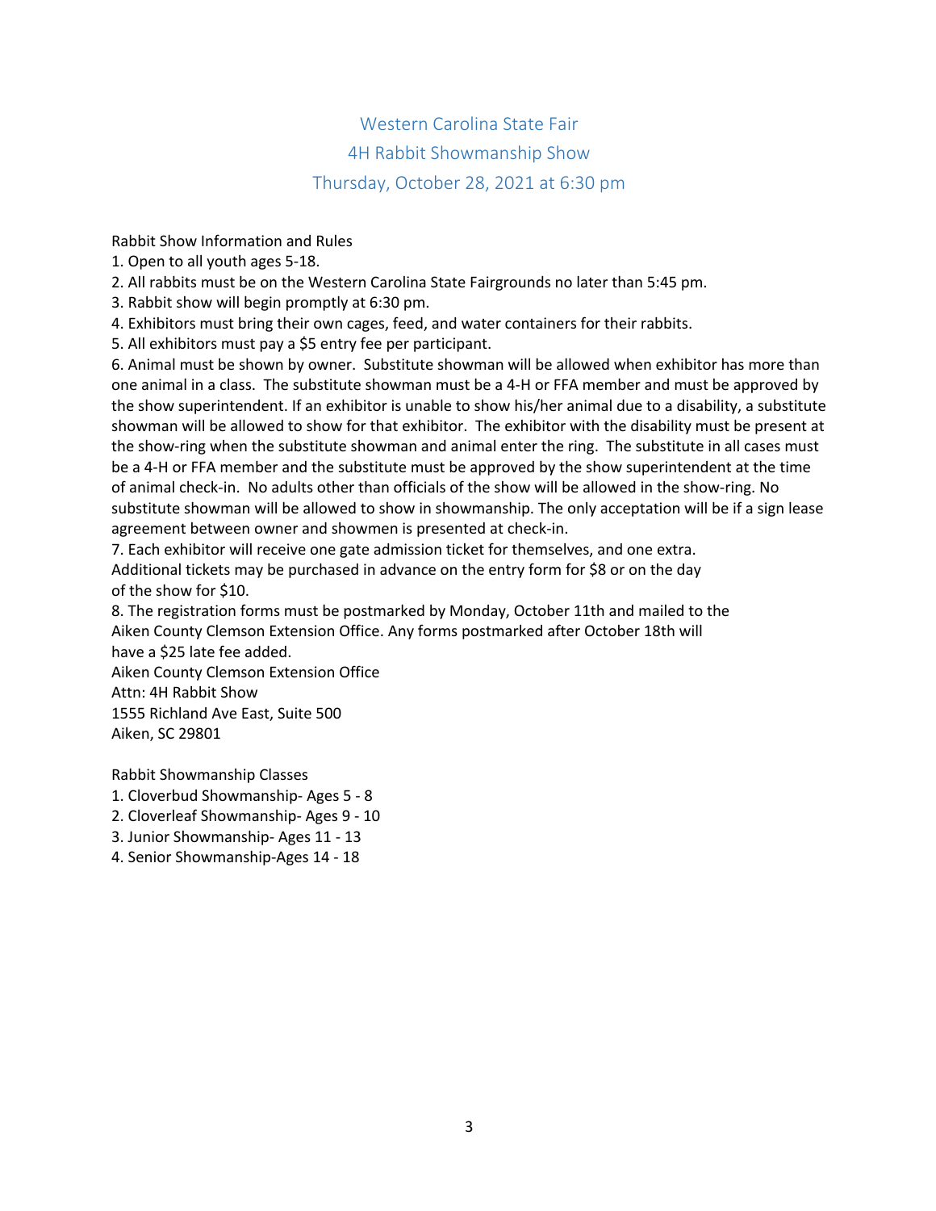# Western Carolina State Fair

## 4H Rabbit Showmanship Show

### Thursday, October 28, 2021 at 6:30 pm

Rabbit Show Information and Rules

1. Open to all youth ages 5-18.
2. All rabbits must be on the Western Carolina State Fairgrounds no later than 5:45 pm.
3. Rabbit show will begin promptly at 6:30 pm.
4. Exhibitors must bring their own cages, feed, and water containers for their rabbits.
5. All exhibitors must pay a $5 entry fee per participant.
6. Animal must be shown by owner. Substitute showman will be allowed when exhibitor has more than one animal in a class. The substitute showman must be a 4-H or FFA member and must be approved by the show superintendent. If an exhibitor is unable to show his/her animal due to a disability, a substitute showman will be allowed to show for that exhibitor. The exhibitor with the disability must be present at the show-ring when the substitute showman and animal enter the ring. The substitute in all cases must be a 4-H or FFA member and the substitute must be approved by the show superintendent at the time of animal check-in. No adults other than officials of the show will be allowed in the show-ring. No substitute showman will be allowed to show in showmanship. The only acceptation will be if a sign lease agreement between owner and showmen is presented at check-in.
7. Each exhibitor will receive one gate admission ticket for themselves, and one extra. Additional tickets may be purchased in advance on the entry form for $8 or on the day of the show for $10.
8. The registration forms must be postmarked by Monday, October 11th and mailed to the Aiken County Clemson Extension Office. Any forms postmarked after October 18th will have a $25 late fee added.

Aiken County Clemson Extension Office
Attn: 4H Rabbit Show
1555 Richland Ave East, Suite 500
Aiken, SC 29801

Rabbit Showmanship Classes

1. Cloverbud Showmanship- Ages 5 - 8
2. Cloverleaf Showmanship- Ages 9 - 10
3. Junior Showmanship- Ages 11 - 13
4. Senior Showmanship-Ages 14 - 18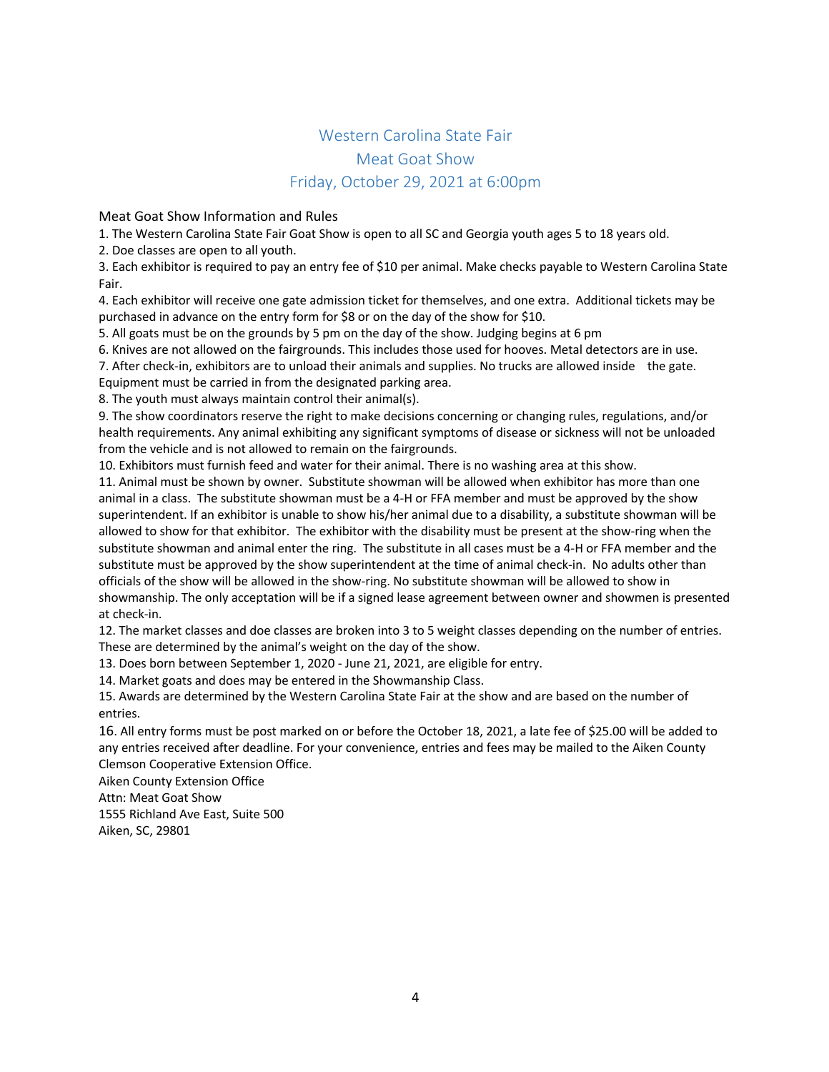# Western Carolina State Fair
# Meat Goat Show
# Friday, October 29, 2021 at 6:00pm

## Meat Goat Show Information and Rules

1. The Western Carolina State Fair Goat Show is open to all SC and Georgia youth ages 5 to 18 years old.
2. Doe classes are open to all youth.
3. Each exhibitor is required to pay an entry fee of $10 per animal. Make checks payable to Western Carolina State Fair.
4. Each exhibitor will receive one gate admission ticket for themselves, and one extra. Additional tickets may be purchased in advance on the entry form for $8 or on the day of the show for $10.
5. All goats must be on the grounds by 5 pm on the day of the show. Judging begins at 6 pm
6. Knives are not allowed on the fairgrounds. This includes those used for hooves. Metal detectors are in use.
7. After check-in, exhibitors are to unload their animals and supplies. No trucks are allowed inside the gate. Equipment must be carried in from the designated parking area.
8. The youth must always maintain control their animal(s).
9. The show coordinators reserve the right to make decisions concerning or changing rules, regulations, and/or health requirements. Any animal exhibiting any significant symptoms of disease or sickness will not be unloaded from the vehicle and is not allowed to remain on the fairgrounds.
10. Exhibitors must furnish feed and water for their animal. There is no washing area at this show.
11. Animal must be shown by owner. Substitute showman will be allowed when exhibitor has more than one animal in a class. The substitute showman must be a 4-H or FFA member and must be approved by the show superintendent. If an exhibitor is unable to show his/her animal due to a disability, a substitute showman will be allowed to show for that exhibitor. The exhibitor with the disability must be present at the show-ring when the substitute showman and animal enter the ring. The substitute in all cases must be a 4-H or FFA member and the substitute must be approved by the show superintendent at the time of animal check-in. No adults other than officials of the show will be allowed in the show-ring. No substitute showman will be allowed to show in showmanship. The only acceptation will be if a signed lease agreement between owner and showmen is presented at check-in.
12. The market classes and doe classes are broken into 3 to 5 weight classes depending on the number of entries. These are determined by the animal's weight on the day of the show.
13. Does born between September 1, 2020 - June 21, 2021, are eligible for entry.
14. Market goats and does may be entered in the Showmanship Class.
15. Awards are determined by the Western Carolina State Fair at the show and are based on the number of entries.
16. All entry forms must be post marked on or before the October 18, 2021, a late fee of $25.00 will be added to any entries received after deadline. For your convenience, entries and fees may be mailed to the Aiken County Clemson Cooperative Extension Office.

Aiken County Extension Office
Attn: Meat Goat Show
1555 Richland Ave East, Suite 500
Aiken, SC, 29801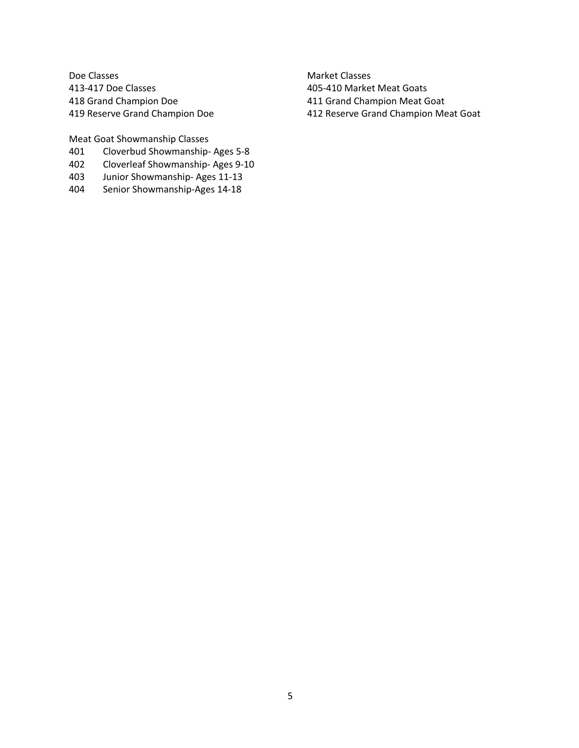Doe Classes
413-417 Doe Classes
418 Grand Champion Doe
419 Reserve Grand Champion Doe

Meat Goat Showmanship Classes
401 Cloverbud Showmanship- Ages 5-8
402 Cloverleaf Showmanship- Ages 9-10
403 Junior Showmanship- Ages 11-13
404 Senior Showmanship-Ages 14-18

Market Classes
405-410 Market Meat Goats
411 Grand Champion Meat Goat
412 Reserve Grand Champion Meat Goat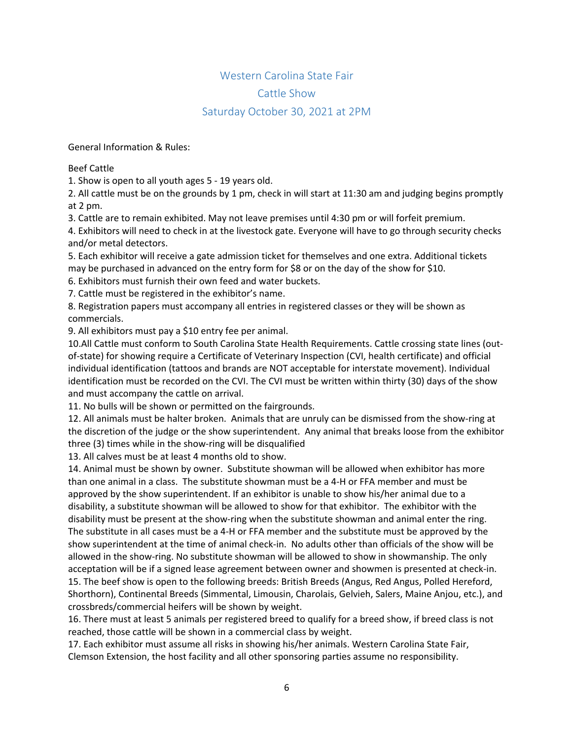# Western Carolina State Fair

## Cattle Show

## Saturday October 30, 2021 at 2PM

General Information & Rules:

Beef Cattle

1. Show is open to all youth ages 5 - 19 years old.
2. All cattle must be on the grounds by 1 pm, check in will start at 11:30 am and judging begins promptly at 2 pm.
3. Cattle are to remain exhibited. May not leave premises until 4:30 pm or will forfeit premium.
4. Exhibitors will need to check in at the livestock gate. Everyone will have to go through security checks and/or metal detectors.
5. Each exhibitor will receive a gate admission ticket for themselves and one extra. Additional tickets may be purchased in advanced on the entry form for $8 or on the day of the show for $10.
6. Exhibitors must furnish their own feed and water buckets.
7. Cattle must be registered in the exhibitor's name.
8. Registration papers must accompany all entries in registered classes or they will be shown as commercials.
9. All exhibitors must pay a $10 entry fee per animal.
10. All Cattle must conform to South Carolina State Health Requirements. Cattle crossing state lines (out-of-state) for showing require a Certificate of Veterinary Inspection (CVI, health certificate) and official individual identification (tattoos and brands are NOT acceptable for interstate movement). Individual identification must be recorded on the CVI. The CVI must be written within thirty (30) days of the show and must accompany the cattle on arrival.
11. No bulls will be shown or permitted on the fairgrounds.
12. All animals must be halter broken. Animals that are unruly can be dismissed from the show-ring at the discretion of the judge or the show superintendent. Any animal that breaks loose from the exhibitor three (3) times while in the show-ring will be disqualified
13. All calves must be at least 4 months old to show.
14. Animal must be shown by owner. Substitute showman will be allowed when exhibitor has more than one animal in a class. The substitute showman must be a 4-H or FFA member and must be approved by the show superintendent. If an exhibitor is unable to show his/her animal due to a disability, a substitute showman will be allowed to show for that exhibitor. The exhibitor with the disability must be present at the show-ring when the substitute showman and animal enter the ring. The substitute in all cases must be a 4-H or FFA member and the substitute must be approved by the show superintendent at the time of animal check-in. No adults other than officials of the show will be allowed in the show-ring. No substitute showman will be allowed to show in showmanship. The only acceptation will be if a signed lease agreement between owner and showmen is presented at check-in.
15. The beef show is open to the following breeds: British Breeds (Angus, Red Angus, Polled Hereford, Shorthorn), Continental Breeds (Simmental, Limousin, Charolais, Gelvieh, Salers, Maine Anjou, etc.), and crossbreds/commercial heifers will be shown by weight.
16. There must at least 5 animals per registered breed to qualify for a breed show, if breed class is not reached, those cattle will be shown in a commercial class by weight.
17. Each exhibitor must assume all risks in showing his/her animals. Western Carolina State Fair, Clemson Extension, the host facility and all other sponsoring parties assume no responsibility.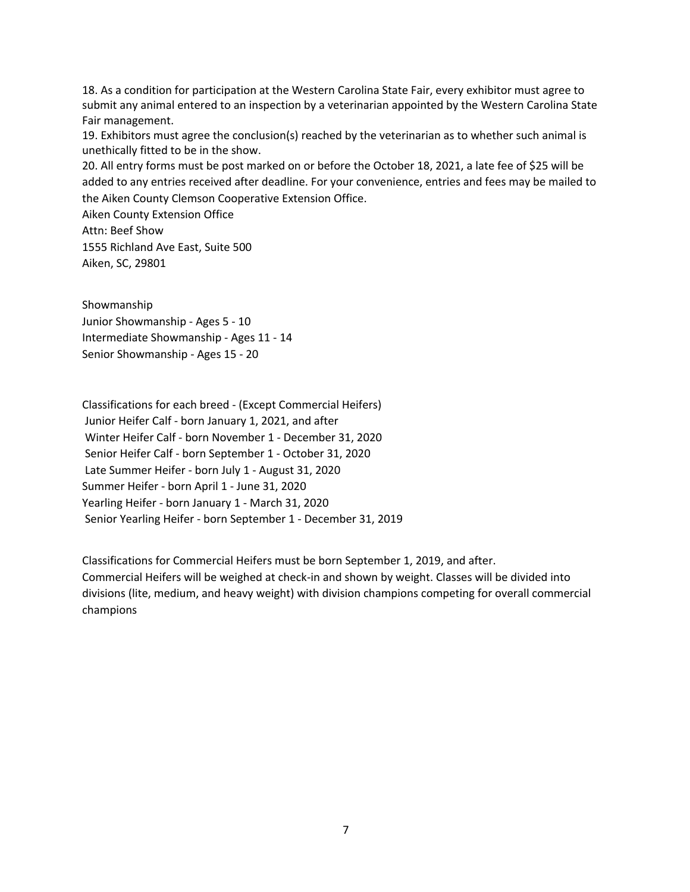18. As a condition for participation at the Western Carolina State Fair, every exhibitor must agree to submit any animal entered to an inspection by a veterinarian appointed by the Western Carolina State Fair management.
19. Exhibitors must agree the conclusion(s) reached by the veterinarian as to whether such animal is unethically fitted to be in the show.
20. All entry forms must be post marked on or before the October 18, 2021, a late fee of $25 will be added to any entries received after deadline. For your convenience, entries and fees may be mailed to the Aiken County Clemson Cooperative Extension Office.

Aiken County Extension Office
Attn: Beef Show
1555 Richland Ave East, Suite 500
Aiken, SC, 29801

Showmanship
Junior Showmanship - Ages 5 - 10
Intermediate Showmanship - Ages 11 - 14
Senior Showmanship - Ages 15 - 20

Classifications for each breed - (Except Commercial Heifers)
Junior Heifer Calf - born January 1, 2021, and after
Winter Heifer Calf - born November 1 - December 31, 2020
Senior Heifer Calf - born September 1 - October 31, 2020
Late Summer Heifer - born July 1 - August 31, 2020
Summer Heifer - born April 1 - June 31, 2020
Yearling Heifer - born January 1 - March 31, 2020
Senior Yearling Heifer - born September 1 - December 31, 2019

Classifications for Commercial Heifers must be born September 1, 2019, and after.
Commercial Heifers will be weighed at check-in and shown by weight. Classes will be divided into divisions (lite, medium, and heavy weight) with division champions competing for overall commercial champions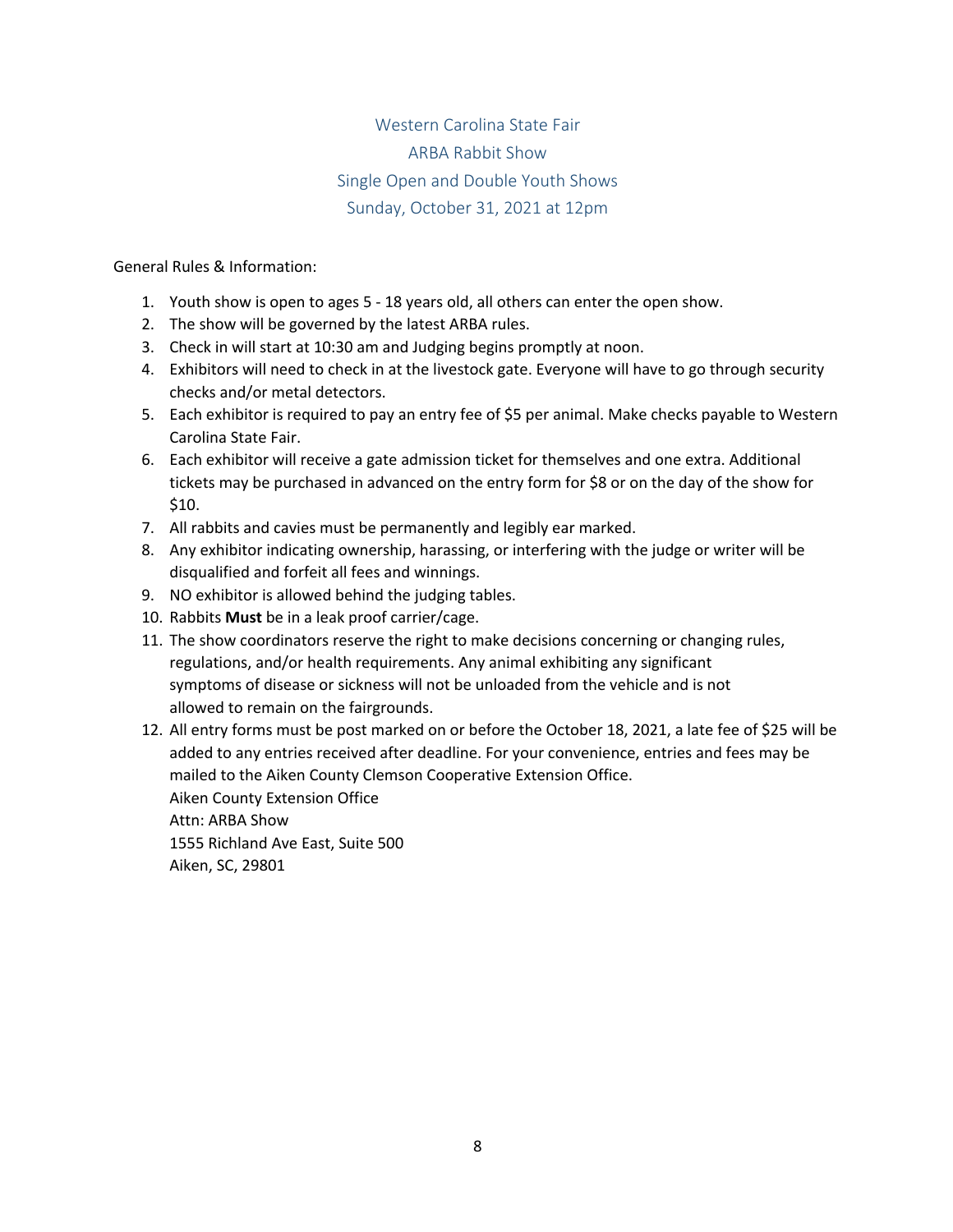# Western Carolina State Fair
## ARBA Rabbit Show
## Single Open and Double Youth Shows
## Sunday, October 31, 2021 at 12pm

General Rules & Information:

1. Youth show is open to ages 5 - 18 years old, all others can enter the open show.
2. The show will be governed by the latest ARBA rules.
3. Check in will start at 10:30 am and Judging begins promptly at noon.
4. Exhibitors will need to check in at the livestock gate. Everyone will have to go through security checks and/or metal detectors.
5. Each exhibitor is required to pay an entry fee of $5 per animal. Make checks payable to Western Carolina State Fair.
6. Each exhibitor will receive a gate admission ticket for themselves and one extra. Additional tickets may be purchased in advanced on the entry form for $8 or on the day of the show for $10.
7. All rabbits and cavies must be permanently and legibly ear marked.
8. Any exhibitor indicating ownership, harassing, or interfering with the judge or writer will be disqualified and forfeit all fees and winnings.
9. NO exhibitor is allowed behind the judging tables.
10. Rabbits **Must** be in a leak proof carrier/cage.
11. The show coordinators reserve the right to make decisions concerning or changing rules, regulations, and/or health requirements. Any animal exhibiting any significant symptoms of disease or sickness will not be unloaded from the vehicle and is not allowed to remain on the fairgrounds.
12. All entry forms must be post marked on or before the October 18, 2021, a late fee of $25 will be added to any entries received after deadline. For your convenience, entries and fees may be mailed to the Aiken County Clemson Cooperative Extension Office.
    Aiken County Extension Office
    Attn: ARBA Show
    1555 Richland Ave East, Suite 500
    Aiken, SC, 29801